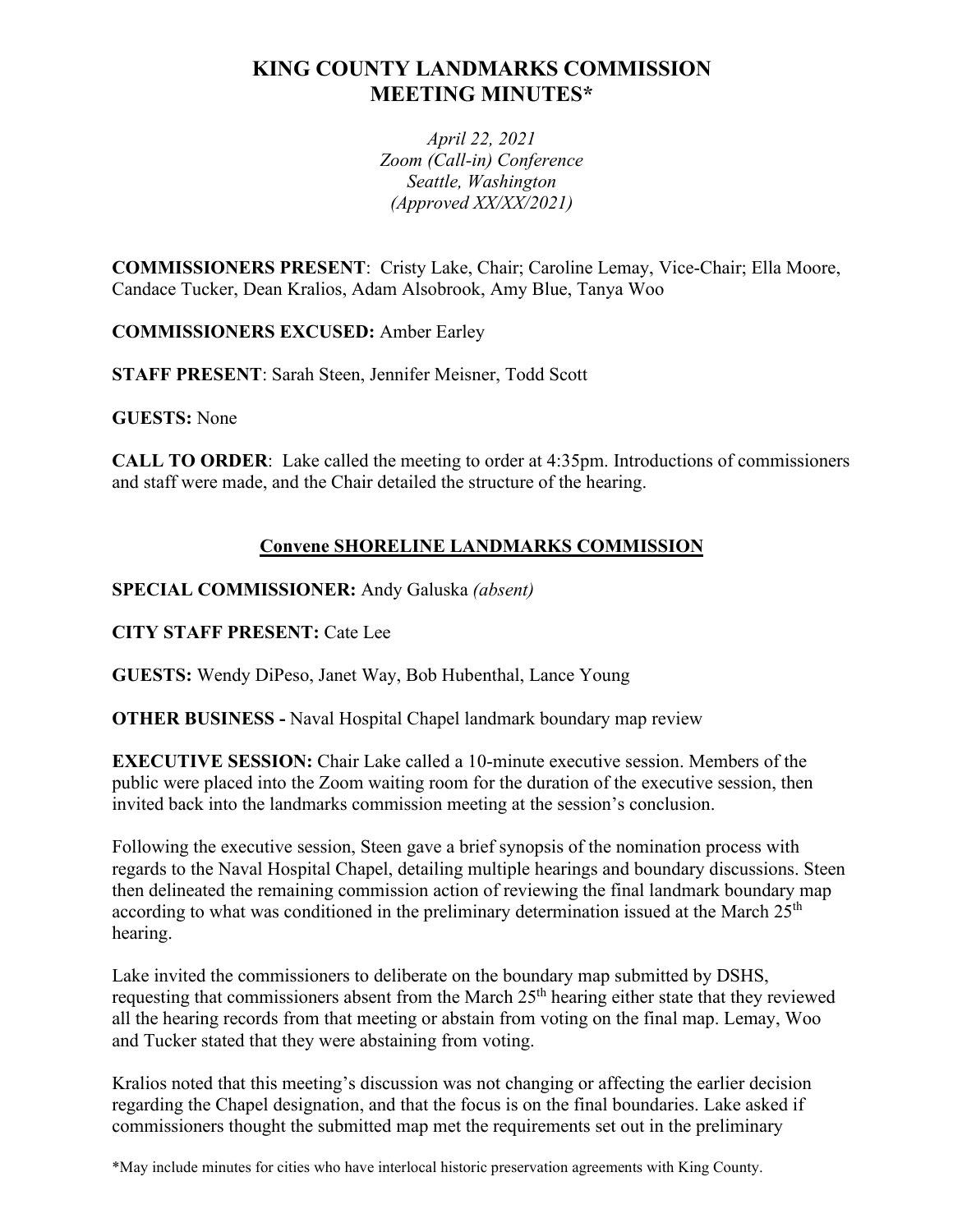# KING COUNTY LANDMARKS COMMISSION MEETING MINUTES*

*April 22, 2021*
*Zoom (Call-in) Conference*
*Seattle, Washington*
*(Approved XX/XX/2021)*

**COMMISSIONERS PRESENT**: Cristy Lake, Chair; Caroline Lemay, Vice-Chair; Ella Moore, Candace Tucker, Dean Kralios, Adam Alsobrook, Amy Blue, Tanya Woo

**COMMISSIONERS EXCUSED:** Amber Earley

**STAFF PRESENT**: Sarah Steen, Jennifer Meisner, Todd Scott

**GUESTS:** None

**CALL TO ORDER**: Lake called the meeting to order at 4:35pm. Introductions of commissioners and staff were made, and the Chair detailed the structure of the hearing.

## Convene SHORELINE LANDMARKS COMMISSION

**SPECIAL COMMISSIONER:** Andy Galuska *(absent)*

**CITY STAFF PRESENT:** Cate Lee

**GUESTS:** Wendy DiPeso, Janet Way, Bob Hubenthal, Lance Young

**OTHER BUSINESS -** Naval Hospital Chapel landmark boundary map review

**EXECUTIVE SESSION:** Chair Lake called a 10-minute executive session. Members of the public were placed into the Zoom waiting room for the duration of the executive session, then invited back into the landmarks commission meeting at the session's conclusion.

Following the executive session, Steen gave a brief synopsis of the nomination process with regards to the Naval Hospital Chapel, detailing multiple hearings and boundary discussions. Steen then delineated the remaining commission action of reviewing the final landmark boundary map according to what was conditioned in the preliminary determination issued at the March 25th hearing.

Lake invited the commissioners to deliberate on the boundary map submitted by DSHS, requesting that commissioners absent from the March 25th hearing either state that they reviewed all the hearing records from that meeting or abstain from voting on the final map. Lemay, Woo and Tucker stated that they were abstaining from voting.

Kralios noted that this meeting's discussion was not changing or affecting the earlier decision regarding the Chapel designation, and that the focus is on the final boundaries. Lake asked if commissioners thought the submitted map met the requirements set out in the preliminary

*May include minutes for cities who have interlocal historic preservation agreements with King County.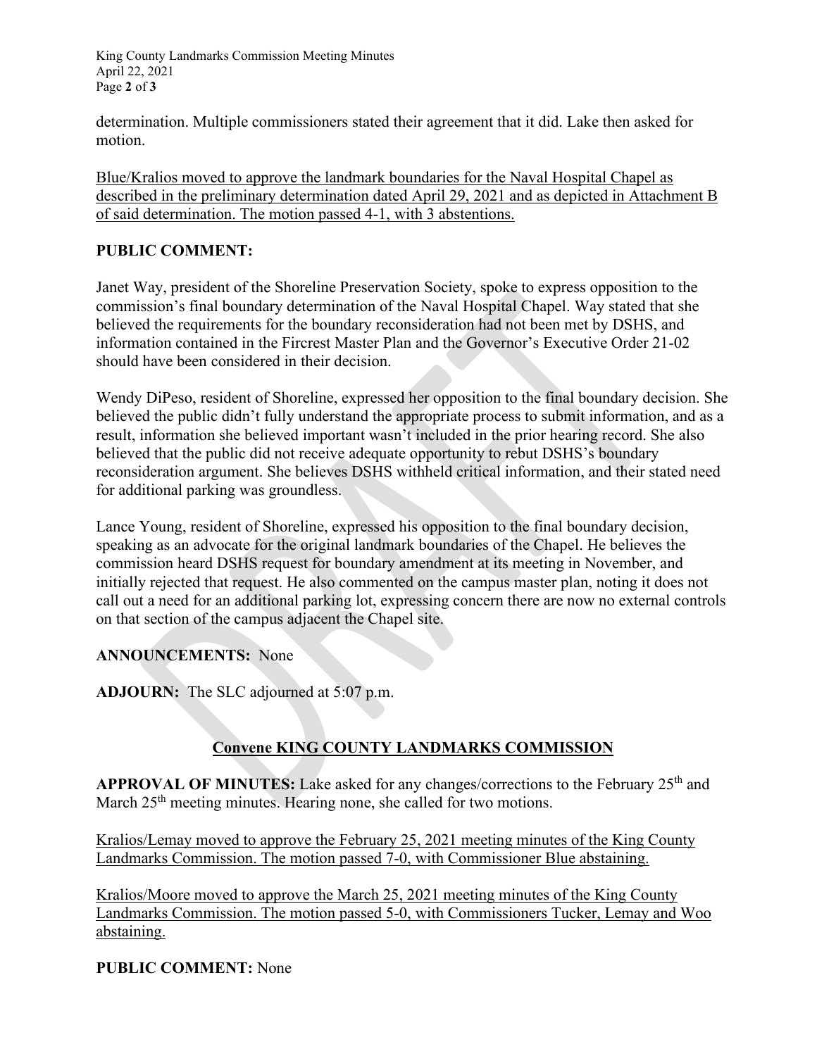determination. Multiple commissioners stated their agreement that it did. Lake then asked for motion.

<u>Blue/Kralios moved to approve the landmark boundaries for the Naval Hospital Chapel as described in the preliminary determination dated April 29, 2021 and as depicted in Attachment B of said determination. The motion passed 4-1, with 3 abstentions.</u>

**PUBLIC COMMENT:**

Janet Way, president of the Shoreline Preservation Society, spoke to express opposition to the commission's final boundary determination of the Naval Hospital Chapel. Way stated that she believed the requirements for the boundary reconsideration had not been met by DSHS, and information contained in the Fircrest Master Plan and the Governor's Executive Order 21-02 should have been considered in their decision.

Wendy DiPeso, resident of Shoreline, expressed her opposition to the final boundary decision. She believed the public didn't fully understand the appropriate process to submit information, and as a result, information she believed important wasn't included in the prior hearing record. She also believed that the public did not receive adequate opportunity to rebut DSHS's boundary reconsideration argument. She believes DSHS withheld critical information, and their stated need for additional parking was groundless.

Lance Young, resident of Shoreline, expressed his opposition to the final boundary decision, speaking as an advocate for the original landmark boundaries of the Chapel. He believes the commission heard DSHS request for boundary amendment at its meeting in November, and initially rejected that request. He also commented on the campus master plan, noting it does not call out a need for an additional parking lot, expressing concern there are now no external controls on that section of the campus adjacent the Chapel site.

**ANNOUNCEMENTS:** None

**ADJOURN:** The SLC adjourned at 5:07 p.m.

## <u>Convene KING COUNTY LANDMARKS COMMISSION</u>

**APPROVAL OF MINUTES:** Lake asked for any changes/corrections to the February 25th and March 25th meeting minutes. Hearing none, she called for two motions.

<u>Kralios/Lemay moved to approve the February 25, 2021 meeting minutes of the King County Landmarks Commission. The motion passed 7-0, with Commissioner Blue abstaining.</u>

<u>Kralios/Moore moved to approve the March 25, 2021 meeting minutes of the King County Landmarks Commission. The motion passed 5-0, with Commissioners Tucker, Lemay and Woo abstaining.</u>

**PUBLIC COMMENT:** None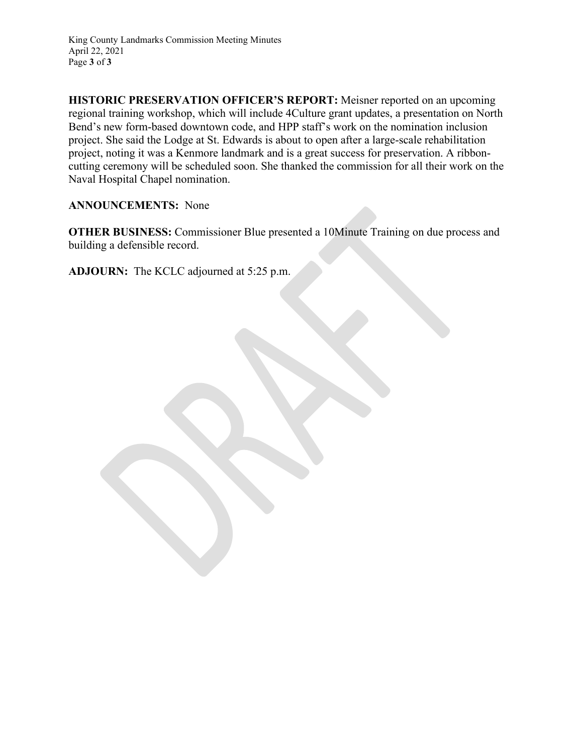**HISTORIC PRESERVATION OFFICER'S REPORT:** Meisner reported on an upcoming regional training workshop, which will include 4Culture grant updates, a presentation on North Bend's new form-based downtown code, and HPP staff's work on the nomination inclusion project. She said the Lodge at St. Edwards is about to open after a large-scale rehabilitation project, noting it was a Kenmore landmark and is a great success for preservation. A ribbon-cutting ceremony will be scheduled soon. She thanked the commission for all their work on the Naval Hospital Chapel nomination.

**ANNOUNCEMENTS:** None

**OTHER BUSINESS:** Commissioner Blue presented a 10Minute Training on due process and building a defensible record.

**ADJOURN:** The KCLC adjourned at 5:25 p.m.